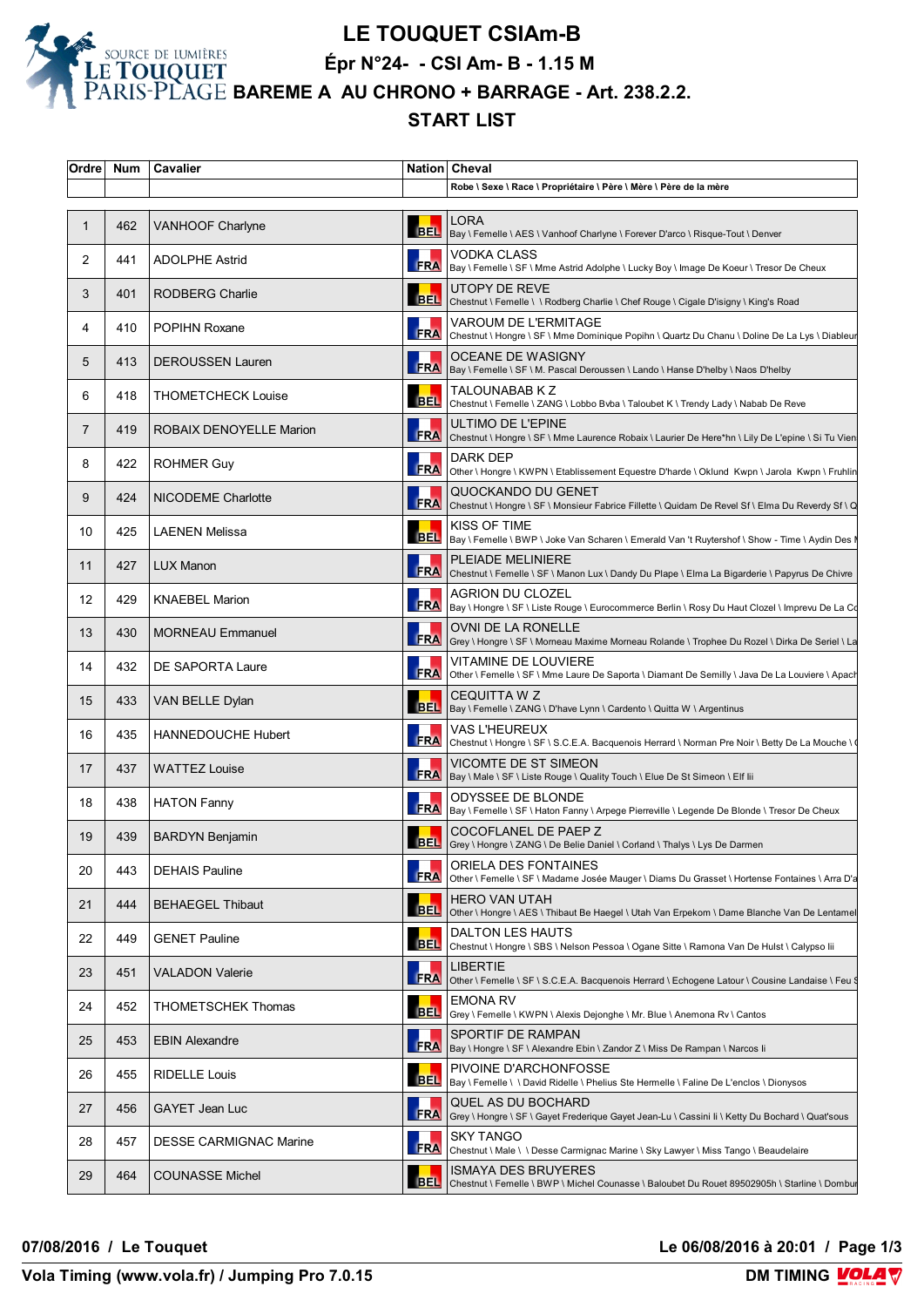# LE TOUQUET CSIAm-B

## Épr N°24- - CSI Am- B - 1.15 M

## BAREME A AU CHRONO + BARRAGE - Art. 238.2.2.

## START LIST

| Ordre | Num | Cavalier | Nation | Cheval |
|---|---|---|---|---|
| | | | | Robe \ Sexe \ Race \ Propriétaire \ Père \ Mère \ Père de la mère |
| 1 | 462 | VANHOOF Charlyne | BEL | LORA<br>Bay \ Femelle \ AES \ Vanhoof Charlyne \ Forever D'arco \ Risque-Tout \ Denver |
| 2 | 441 | ADOLPHE Astrid | FRA | VODKA CLASS<br>Bay \ Femelle \ SF \ Mme Astrid Adolphe \ Lucky Boy \ Image De Koeur \ Tresor De Cheux |
| 3 | 401 | RODBERG Charlie | BEL | UTOPY DE REVE<br>Chestnut \ Femelle \ \ Rodberg Charlie \ Chef Rouge \ Cigale D'isigny \ King's Road |
| 4 | 410 | POPIHN Roxane | FRA | VAROUM DE L'ERMITAGE<br>Chestnut \ Hongre \ SF \ Mme Dominique Popihn \ Quartz Du Chanu \ Doline De La Lys \ Diableur |
| 5 | 413 | DEROUSSEN Lauren | FRA | OCEANE DE WASIGNY<br>Bay \ Femelle \ SF \ M. Pascal Deroussen \ Lando \ Hanse D'helby \ Naos D'helby |
| 6 | 418 | THOMETCHECK Louise | BEL | TALOUNABAB K Z<br>Chestnut \ Femelle \ ZANG \ Lobbo Bvba \ Taloubet K \ Trendy Lady \ Nabab De Reve |
| 7 | 419 | ROBAIX DENOYELLE Marion | FRA | ULTIMO DE L'EPINE<br>Chestnut \ Hongre \ SF \ Mme Laurence Robaix \ Laurier De Here*hn \ Lily De L'epine \ Si Tu Vien |
| 8 | 422 | ROHMER Guy | FRA | DARK DEP<br>Other \ Hongre \ KWPN \ Etablissement Equestre D'harde \ Oklund Kwpn \ Jarola Kwpn \ Fruhlin |
| 9 | 424 | NICODEME Charlotte | FRA | QUOCKANDO DU GENET<br>Chestnut \ Hongre \ SF \ Monsieur Fabrice Fillette \ Quidam De Revel Sf \ Elma Du Reverdy Sf \ Q |
| 10 | 425 | LAENEN Melissa | BEL | KISS OF TIME<br>Bay \ Femelle \ BWP \ Joke Van Scharen \ Emerald Van 't Ruytershof \ Show - Time \ Aydin Des M |
| 11 | 427 | LUX Manon | FRA | PLEIADE MELINIERE<br>Chestnut \ Femelle \ SF \ Manon Lux \ Dandy Du Plape \ Elma La Bigarderie \ Papyrus De Chivre |
| 12 | 429 | KNAEBEL Marion | FRA | AGRION DU CLOZEL<br>Bay \ Hongre \ SF \ Liste Rouge \ Eurocommerce Berlin \ Rosy Du Haut Clozel \ Imprevu De La Co |
| 13 | 430 | MORNEAU Emmanuel | FRA | OVNI DE LA RONELLE<br>Grey \ Hongre \ SF \ Morneau Maxime Morneau Rolande \ Trophee Du Rozel \ Dirka De Seriel \ La |
| 14 | 432 | DE SAPORTA Laure | FRA | VITAMINE DE LOUVIERE<br>Other \ Femelle \ SF \ Mme Laure De Saporta \ Diamant De Semilly \ Java De La Louviere \ Apach |
| 15 | 433 | VAN BELLE Dylan | BEL | CEQUITTA W Z<br>Bay \ Femelle \ ZANG \ D'have Lynn \ Cardento \ Quitta W \ Argentinus |
| 16 | 435 | HANNEDOUCHE Hubert | FRA | VAS L'HEUREUX<br>Chestnut \ Hongre \ SF \ S.C.E.A. Bacquenois Herrard \ Norman Pre Noir \ Betty De La Mouche \ ( |
| 17 | 437 | WATTEZ Louise | FRA | VICOMTE DE ST SIMEON<br>Bay \ Male \ SF \ Liste Rouge \ Quality Touch \ Elue De St Simeon \ Elf Iii |
| 18 | 438 | HATON Fanny | FRA | ODYSSEE DE BLONDE<br>Bay \ Femelle \ SF \ Haton Fanny \ Arpege Pierreville \ Legende De Blonde \ Tresor De Cheux |
| 19 | 439 | BARDYN Benjamin | BEL | COCOFLANEL DE PAEP Z<br>Grey \ Hongre \ ZANG \ De Belie Daniel \ Corland \ Thalys \ Lys De Darmen |
| 20 | 443 | DEHAIS Pauline | FRA | ORIELA DES FONTAINES<br>Other \ Femelle \ SF \ Madame Josée Mauger \ Diams Du Grasset \ Hortense Fontaines \ Arra D'a |
| 21 | 444 | BEHAEGEL Thibaut | BEL | HERO VAN UTAH<br>Other \ Hongre \ AES \ Thibaut Be Haegel \ Utah Van Erpekom \ Dame Blanche Van De Lentamel |
| 22 | 449 | GENET Pauline | BEL | DALTON LES HAUTS<br>Chestnut \ Hongre \ SBS \ Nelson Pessoa \ Ogane Sitte \ Ramona Van De Hulst \ Calypso Iii |
| 23 | 451 | VALADON Valerie | FRA | LIBERTIE<br>Other \ Femelle \ SF \ S.C.E.A. Bacquenois Herrard \ Echogene Latour \ Cousine Landaise \ Feu S |
| 24 | 452 | THOMETSCHEK Thomas | BEL | EMONA RV<br>Grey \ Femelle \ KWPN \ Alexis Dejonghe \ Mr. Blue \ Anemona Rv \ Cantos |
| 25 | 453 | EBIN Alexandre | FRA | SPORTIF DE RAMPAN<br>Bay \ Hongre \ SF \ Alexandre Ebin \ Zandor Z \ Miss De Rampan \ Narcos Ii |
| 26 | 455 | RIDELLE Louis | BEL | PIVOINE D'ARCHONFOSSE<br>Bay \ Femelle \ \ David Ridelle \ Phelius Ste Hermelle \ Faline De L'enclos \ Dionysos |
| 27 | 456 | GAYET Jean Luc | FRA | QUEL AS DU BOCHARD<br>Grey \ Hongre \ SF \ Gayet Frederique Gayet Jean-Lu \ Cassini Ii \ Ketty Du Bochard \ Quat'sous |
| 28 | 457 | DESSE CARMIGNAC Marine | FRA | SKY TANGO<br>Chestnut \ Male \ \ Desse Carmignac Marine \ Sky Lawyer \ Miss Tango \ Beaudelaire |
| 29 | 464 | COUNASSE Michel | BEL | ISMAYA DES BRUYERES<br>Chestnut \ Femelle \ BWP \ Michel Counasse \ Baloubet Du Rouet 89502905h \ Starline \ Dombur |

**07/08/2016 / Le Touquet** — Le 06/08/2016 à 20:01

Vola Timing (www.vola.fr) / Jumping Pro 7.0.15 — DM TIMING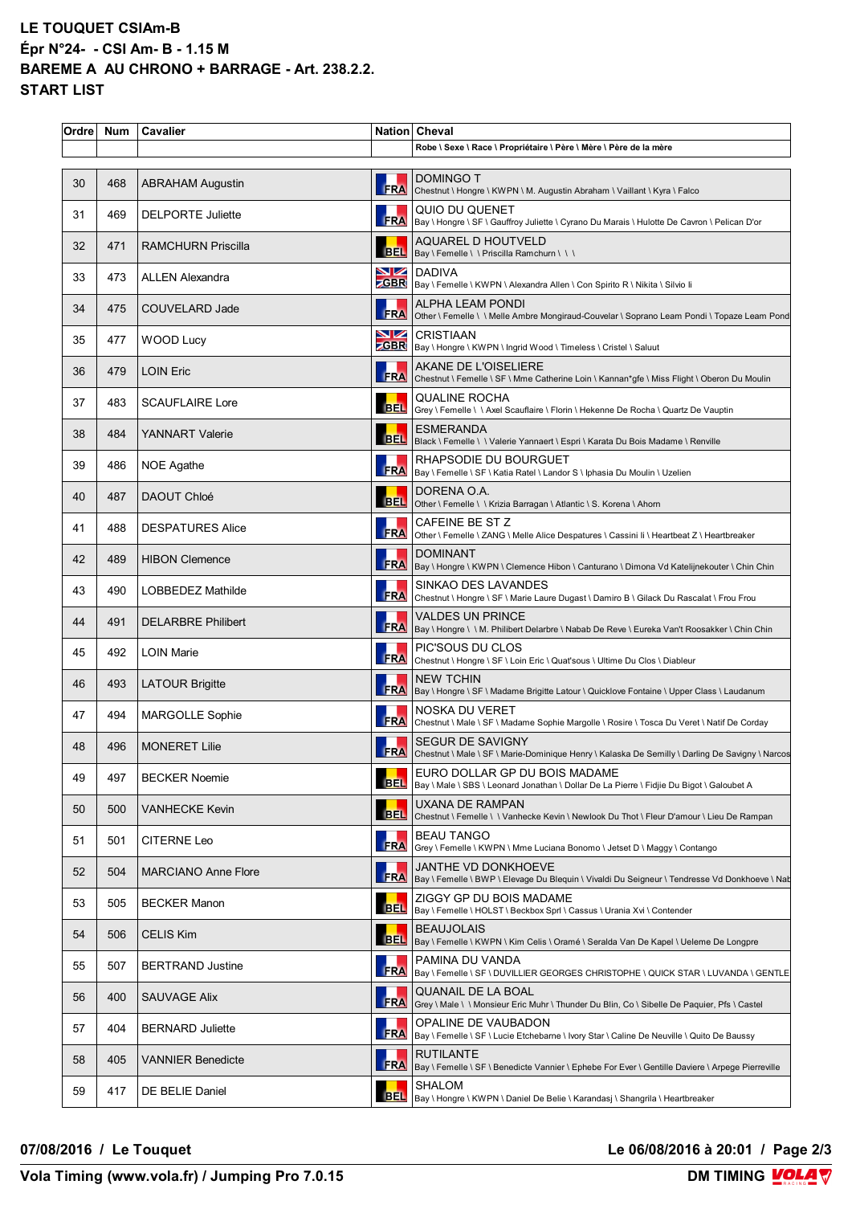# LE TOUQUET CSIAm-B
## Épr N°24- - CSI Am- B - 1.15 M
## BAREME A AU CHRONO + BARRAGE - Art. 238.2.2.
## START LIST

| Ordre | Num | Cavalier | Nation | Cheval |
|---|---|---|---|---|
| | | | | Robe \ Sexe \ Race \ Propriétaire \ Père \ Mère \ Père de la mère |
| 30 | 468 | ABRAHAM Augustin | FRA | DOMINGO T<br>Chestnut \ Hongre \ KWPN \ M. Augustin Abraham \ Vaillant \ Kyra \ Falco |
| 31 | 469 | DELPORTE Juliette | FRA | QUIO DU QUENET<br>Bay \ Hongre \ SF \ Gauffroy Juliette \ Cyrano Du Marais \ Hulotte De Cavron \ Pelican D'or |
| 32 | 471 | RAMCHURN Priscilla | BEL | AQUAREL D HOUTVELD<br>Bay \ Femelle \ \ Priscilla Ramchurn \ \ \ |
| 33 | 473 | ALLEN Alexandra | GBR | DADIVA<br>Bay \ Femelle \ KWPN \ Alexandra Allen \ Con Spirito R \ Nikita \ Silvio Ii |
| 34 | 475 | COUVELARD Jade | FRA | ALPHA LEAM PONDI<br>Other \ Femelle \ \ Melle Ambre Mongiraud-Couvelar \ Soprano Leam Pondi \ Topaze Leam Pond |
| 35 | 477 | WOOD Lucy | GBR | CRISTIAAN<br>Bay \ Hongre \ KWPN \ Ingrid Wood \ Timeless \ Cristel \ Saluut |
| 36 | 479 | LOIN Eric | FRA | AKANE DE L'OISELIERE<br>Chestnut \ Femelle \ SF \ Mme Catherine Loin \ Kannan*gfe \ Miss Flight \ Oberon Du Moulin |
| 37 | 483 | SCAUFLAIRE Lore | BEL | QUALINE ROCHA<br>Grey \ Femelle \ \ Axel Scauflaire \ Florin \ Hekenne De Rocha \ Quartz De Vauptin |
| 38 | 484 | YANNART Valerie | BEL | ESMERANDA<br>Black \ Femelle \ \ Valerie Yannaert \ Espri \ Karata Du Bois Madame \ Renville |
| 39 | 486 | NOE Agathe | FRA | RHAPSODIE DU BOURGUET<br>Bay \ Femelle \ SF \ Katia Ratel \ Landor S \ Iphasia Du Moulin \ Uzelien |
| 40 | 487 | DAOUT Chloé | BEL | DORENA O.A.<br>Other \ Femelle \ \ Krizia Barragan \ Atlantic \ S. Korena \ Ahorn |
| 41 | 488 | DESPATURES Alice | FRA | CAFEINE BE ST Z<br>Other \ Femelle \ ZANG \ Melle Alice Despatures \ Cassini Ii \ Heartbeat Z \ Heartbreaker |
| 42 | 489 | HIBON Clemence | FRA | DOMINANT<br>Bay \ Hongre \ KWPN \ Clemence Hibon \ Canturano \ Dimona Vd Katelijnekouter \ Chin Chin |
| 43 | 490 | LOBBEDEZ Mathilde | FRA | SINKAO DES LAVANDES<br>Chestnut \ Hongre \ SF \ Marie Laure Dugast \ Damiro B \ Gilack Du Rascalat \ Frou Frou |
| 44 | 491 | DELARBRE Philibert | FRA | VALDES UN PRINCE<br>Bay \ Hongre \ \ M. Philibert Delarbre \ Nabab De Reve \ Eureka Van't Roosakker \ Chin Chin |
| 45 | 492 | LOIN Marie | FRA | PIC'SOUS DU CLOS<br>Chestnut \ Hongre \ SF \ Loin Eric \ Quat'sous \ Ultime Du Clos \ Diableur |
| 46 | 493 | LATOUR Brigitte | FRA | NEW TCHIN<br>Bay \ Hongre \ SF \ Madame Brigitte Latour \ Quicklove Fontaine \ Upper Class \ Laudanum |
| 47 | 494 | MARGOLLE Sophie | FRA | NOSKA DU VERET<br>Chestnut \ Male \ SF \ Madame Sophie Margolle \ Rosire \ Tosca Du Veret \ Natif De Corday |
| 48 | 496 | MONERET Lilie | FRA | SEGUR DE SAVIGNY<br>Chestnut \ Male \ SF \ Marie-Dominique Henry \ Kalaska De Semilly \ Darling De Savigny \ Narcos |
| 49 | 497 | BECKER Noemie | BEL | EURO DOLLAR GP DU BOIS MADAME<br>Bay \ Male \ SBS \ Leonard Jonathan \ Dollar De La Pierre \ Fidjie Du Bigot \ Galoubet A |
| 50 | 500 | VANHECKE Kevin | BEL | UXANA DE RAMPAN<br>Chestnut \ Femelle \ \ Vanhecke Kevin \ Newlook Du Thot \ Fleur D'amour \ Lieu De Rampan |
| 51 | 501 | CITERNE Leo | FRA | BEAU TANGO<br>Grey \ Femelle \ KWPN \ Mme Luciana Bonomo \ Jetset D \ Maggy \ Contango |
| 52 | 504 | MARCIANO Anne Flore | FRA | JANTHE VD DONKHOEVE<br>Bay \ Femelle \ BWP \ Elevage Du Blequin \ Vivaldi Du Seigneur \ Tendresse Vd Donkhoeve \ Nab |
| 53 | 505 | BECKER Manon | BEL | ZIGGY GP DU BOIS MADAME<br>Bay \ Femelle \ HOLST \ Beckbox Sprl \ Cassus \ Urania Xvi \ Contender |
| 54 | 506 | CELIS Kim | BEL | BEAUJOLAIS<br>Bay \ Femelle \ KWPN \ Kim Celis \ Oramé \ Seralda Van De Kapel \ Ueleme De Longpre |
| 55 | 507 | BERTRAND Justine | FRA | PAMINA DU VANDA<br>Bay \ Femelle \ SF \ DUVILLIER GEORGES CHRISTOPHE \ QUICK STAR \ LUVANDA \ GENTLE |
| 56 | 400 | SAUVAGE Alix | FRA | QUANAIL DE LA BOAL<br>Grey \ Male \ \ Monsieur Eric Muhr \ Thunder Du Blin, Co \ Sibelle De Paquier, Pfs \ Castel |
| 57 | 404 | BERNARD Juliette | FRA | OPALINE DE VAUBADON<br>Bay \ Femelle \ SF \ Lucie Etchebarne \ Ivory Star \ Caline De Neuville \ Quito De Baussy |
| 58 | 405 | VANNIER Benedicte | FRA | RUTILANTE<br>Bay \ Femelle \ SF \ Benedicte Vannier \ Ephebe For Ever \ Gentille Daviere \ Arpege Pierreville |
| 59 | 417 | DE BELIE Daniel | BEL | SHALOM<br>Bay \ Hongre \ KWPN \ Daniel De Belie \ Karandasj \ Shangrila \ Heartbreaker |

07/08/2016 / Le Touquet — Le 06/08/2016 à 20:01

Vola Timing (www.vola.fr) / Jumping Pro 7.0.15 — DM TIMING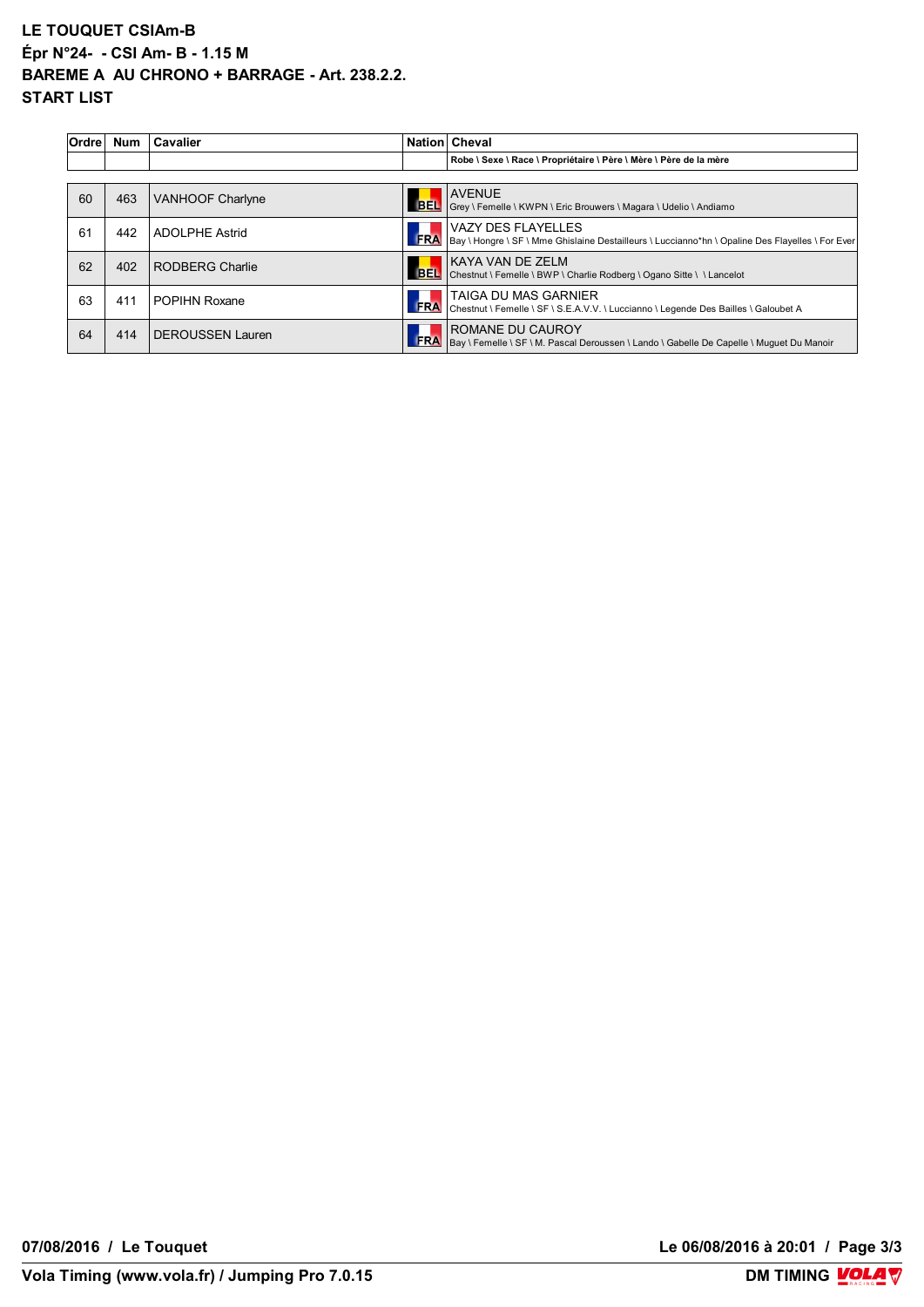**LE TOUQUET CSIAm-B**
**Épr N°24- - CSI Am- B - 1.15 M**
**BAREME A AU CHRONO + BARRAGE - Art. 238.2.2.**
**START LIST**

| Ordre | Num | Cavalier | Nation | Cheval |
|---|---|---|---|---|
| | | | | Robe \ Sexe \ Race \ Propriétaire \ Père \ Mère \ Père de la mère |
| 60 | 463 | VANHOOF Charlyne | BEL | AVENUE<br>Grey \ Femelle \ KWPN \ Eric Brouwers \ Magara \ Udelio \ Andiamo |
| 61 | 442 | ADOLPHE Astrid | FRA | VAZY DES FLAYELLES<br>Bay \ Hongre \ SF \ Mme Ghislaine Destailleurs \ Luccianno*hn \ Opaline Des Flayelles \ For Ever |
| 62 | 402 | RODBERG Charlie | BEL | KAYA VAN DE ZELM<br>Chestnut \ Femelle \ BWP \ Charlie Rodberg \ Ogano Sitte \ \ Lancelot |
| 63 | 411 | POPIHN Roxane | FRA | TAIGA DU MAS GARNIER<br>Chestnut \ Femelle \ SF \ S.E.A.V.V. \ Luccianno \ Legende Des Bailles \ Galoubet A |
| 64 | 414 | DEROUSSEN Lauren | FRA | ROMANE DU CAUROY<br>Bay \ Femelle \ SF \ M. Pascal Deroussen \ Lando \ Gabelle De Capelle \ Muguet Du Manoir |

07/08/2016 / Le Touquet — Le 06/08/2016 à 20:01

Vola Timing (www.vola.fr) / Jumping Pro 7.0.15 — DM TIMING